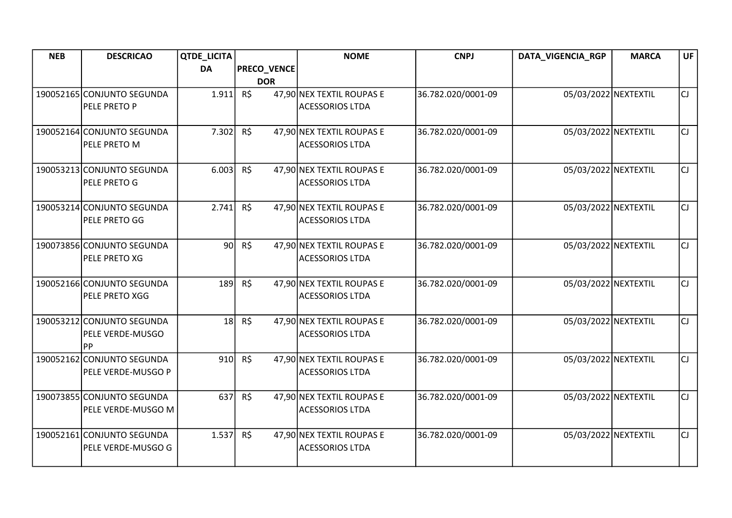| NEB | DESCRICAO | QTDE_LICITADA | PRECO_VENCEDOR | NOME | CNPJ | DATA_VIGENCIA_RGP | MARCA | UF |
|---|---|---|---|---|---|---|---|---|
| 190052165 | CONJUNTO SEGUNDA PELE PRETO P | 1.911 | R$ 47,90 | NEX TEXTIL ROUPAS E ACESSORIOS LTDA | 36.782.020/0001-09 | 05/03/2022 | NEXTEXTIL | CJ |
| 190052164 | CONJUNTO SEGUNDA PELE PRETO M | 7.302 | R$ 47,90 | NEX TEXTIL ROUPAS E ACESSORIOS LTDA | 36.782.020/0001-09 | 05/03/2022 | NEXTEXTIL | CJ |
| 190053213 | CONJUNTO SEGUNDA PELE PRETO G | 6.003 | R$ 47,90 | NEX TEXTIL ROUPAS E ACESSORIOS LTDA | 36.782.020/0001-09 | 05/03/2022 | NEXTEXTIL | CJ |
| 190053214 | CONJUNTO SEGUNDA PELE PRETO GG | 2.741 | R$ 47,90 | NEX TEXTIL ROUPAS E ACESSORIOS LTDA | 36.782.020/0001-09 | 05/03/2022 | NEXTEXTIL | CJ |
| 190073856 | CONJUNTO SEGUNDA PELE PRETO XG | 90 | R$ 47,90 | NEX TEXTIL ROUPAS E ACESSORIOS LTDA | 36.782.020/0001-09 | 05/03/2022 | NEXTEXTIL | CJ |
| 190052166 | CONJUNTO SEGUNDA PELE PRETO XGG | 189 | R$ 47,90 | NEX TEXTIL ROUPAS E ACESSORIOS LTDA | 36.782.020/0001-09 | 05/03/2022 | NEXTEXTIL | CJ |
| 190053212 | CONJUNTO SEGUNDA PELE VERDE-MUSGO PP | 18 | R$ 47,90 | NEX TEXTIL ROUPAS E ACESSORIOS LTDA | 36.782.020/0001-09 | 05/03/2022 | NEXTEXTIL | CJ |
| 190052162 | CONJUNTO SEGUNDA PELE VERDE-MUSGO P | 910 | R$ 47,90 | NEX TEXTIL ROUPAS E ACESSORIOS LTDA | 36.782.020/0001-09 | 05/03/2022 | NEXTEXTIL | CJ |
| 190073855 | CONJUNTO SEGUNDA PELE VERDE-MUSGO M | 637 | R$ 47,90 | NEX TEXTIL ROUPAS E ACESSORIOS LTDA | 36.782.020/0001-09 | 05/03/2022 | NEXTEXTIL | CJ |
| 190052161 | CONJUNTO SEGUNDA PELE VERDE-MUSGO G | 1.537 | R$ 47,90 | NEX TEXTIL ROUPAS E ACESSORIOS LTDA | 36.782.020/0001-09 | 05/03/2022 | NEXTEXTIL | CJ |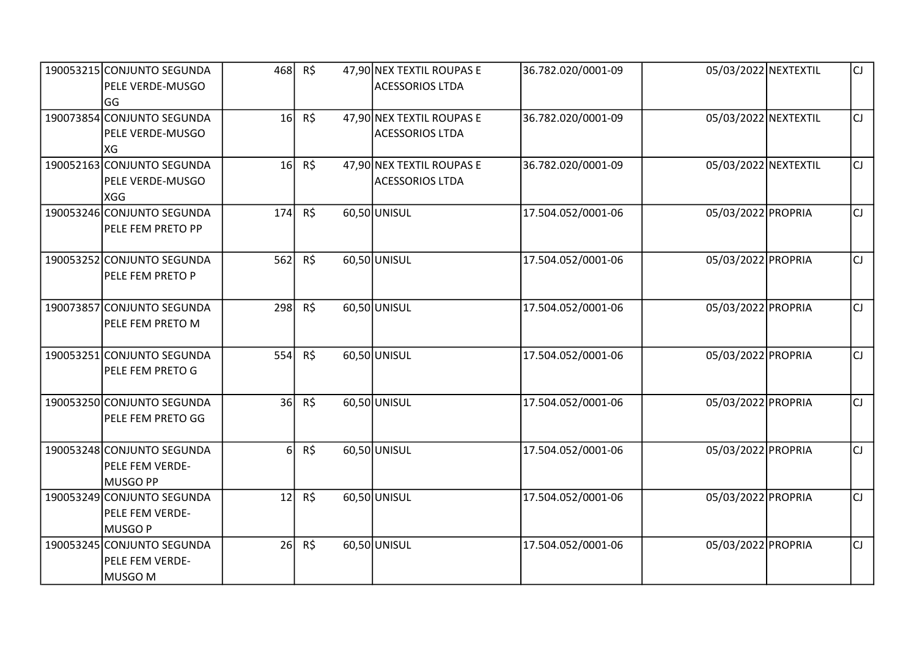| | | | | | | | | |
|---|---|---|---|---|---|---|---|---|
| 190053215 | CONJUNTO SEGUNDA PELE VERDE-MUSGO GG | 468 | R$ 47,90 | NEX TEXTIL ROUPAS E ACESSORIOS LTDA | 36.782.020/0001-09 | 05/03/2022 | NEXTEXTIL | CJ |
| 190073854 | CONJUNTO SEGUNDA PELE VERDE-MUSGO XG | 16 | R$ 47,90 | NEX TEXTIL ROUPAS E ACESSORIOS LTDA | 36.782.020/0001-09 | 05/03/2022 | NEXTEXTIL | CJ |
| 190052163 | CONJUNTO SEGUNDA PELE VERDE-MUSGO XGG | 16 | R$ 47,90 | NEX TEXTIL ROUPAS E ACESSORIOS LTDA | 36.782.020/0001-09 | 05/03/2022 | NEXTEXTIL | CJ |
| 190053246 | CONJUNTO SEGUNDA PELE FEM PRETO PP | 174 | R$ 60,50 | UNISUL | 17.504.052/0001-06 | 05/03/2022 | PROPRIA | CJ |
| 190053252 | CONJUNTO SEGUNDA PELE FEM PRETO P | 562 | R$ 60,50 | UNISUL | 17.504.052/0001-06 | 05/03/2022 | PROPRIA | CJ |
| 190073857 | CONJUNTO SEGUNDA PELE FEM PRETO M | 298 | R$ 60,50 | UNISUL | 17.504.052/0001-06 | 05/03/2022 | PROPRIA | CJ |
| 190053251 | CONJUNTO SEGUNDA PELE FEM PRETO G | 554 | R$ 60,50 | UNISUL | 17.504.052/0001-06 | 05/03/2022 | PROPRIA | CJ |
| 190053250 | CONJUNTO SEGUNDA PELE FEM PRETO GG | 36 | R$ 60,50 | UNISUL | 17.504.052/0001-06 | 05/03/2022 | PROPRIA | CJ |
| 190053248 | CONJUNTO SEGUNDA PELE FEM VERDE-MUSGO PP | 6 | R$ 60,50 | UNISUL | 17.504.052/0001-06 | 05/03/2022 | PROPRIA | CJ |
| 190053249 | CONJUNTO SEGUNDA PELE FEM VERDE-MUSGO P | 12 | R$ 60,50 | UNISUL | 17.504.052/0001-06 | 05/03/2022 | PROPRIA | CJ |
| 190053245 | CONJUNTO SEGUNDA PELE FEM VERDE-MUSGO M | 26 | R$ 60,50 | UNISUL | 17.504.052/0001-06 | 05/03/2022 | PROPRIA | CJ |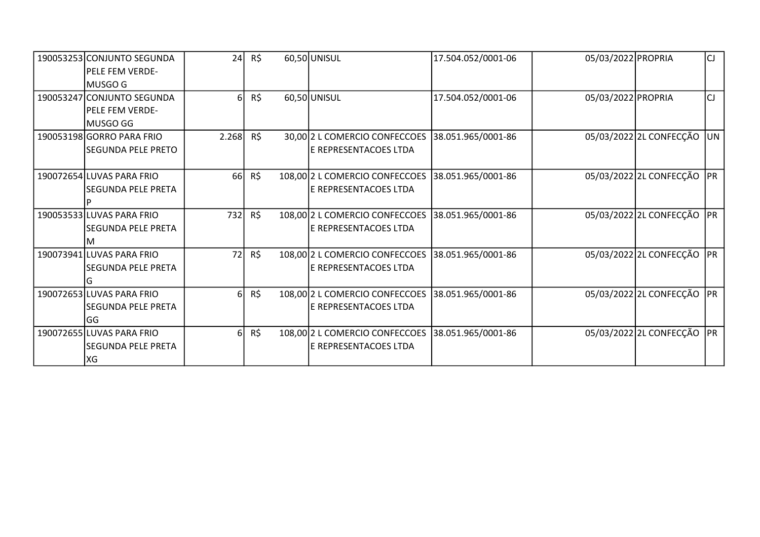| | | | | | | | | | |
|---|---|---|---|---|---|---|---|---|---|
| 190053253 | CONJUNTO SEGUNDA PELE FEM VERDE-MUSGO G | 24 | R$ | 60,50 | UNISUL | 17.504.052/0001-06 | 05/03/2022 | PROPRIA | CJ |
| 190053247 | CONJUNTO SEGUNDA PELE FEM VERDE-MUSGO GG | 6 | R$ | 60,50 | UNISUL | 17.504.052/0001-06 | 05/03/2022 | PROPRIA | CJ |
| 190053198 | GORRO PARA FRIO SEGUNDA PELE PRETO | 2.268 | R$ | 30,00 | 2 L COMERCIO CONFECCOES E REPRESENTACOES LTDA | 38.051.965/0001-86 | 05/03/2022 | 2L CONFECÇÃO | UN |
| 190072654 | LUVAS PARA FRIO SEGUNDA PELE PRETA P | 66 | R$ | 108,00 | 2 L COMERCIO CONFECCOES E REPRESENTACOES LTDA | 38.051.965/0001-86 | 05/03/2022 | 2L CONFECÇÃO | PR |
| 190053533 | LUVAS PARA FRIO SEGUNDA PELE PRETA M | 732 | R$ | 108,00 | 2 L COMERCIO CONFECCOES E REPRESENTACOES LTDA | 38.051.965/0001-86 | 05/03/2022 | 2L CONFECÇÃO | PR |
| 190073941 | LUVAS PARA FRIO SEGUNDA PELE PRETA G | 72 | R$ | 108,00 | 2 L COMERCIO CONFECCOES E REPRESENTACOES LTDA | 38.051.965/0001-86 | 05/03/2022 | 2L CONFECÇÃO | PR |
| 190072653 | LUVAS PARA FRIO SEGUNDA PELE PRETA GG | 6 | R$ | 108,00 | 2 L COMERCIO CONFECCOES E REPRESENTACOES LTDA | 38.051.965/0001-86 | 05/03/2022 | 2L CONFECÇÃO | PR |
| 190072655 | LUVAS PARA FRIO SEGUNDA PELE PRETA XG | 6 | R$ | 108,00 | 2 L COMERCIO CONFECCOES E REPRESENTACOES LTDA | 38.051.965/0001-86 | 05/03/2022 | 2L CONFECÇÃO | PR |